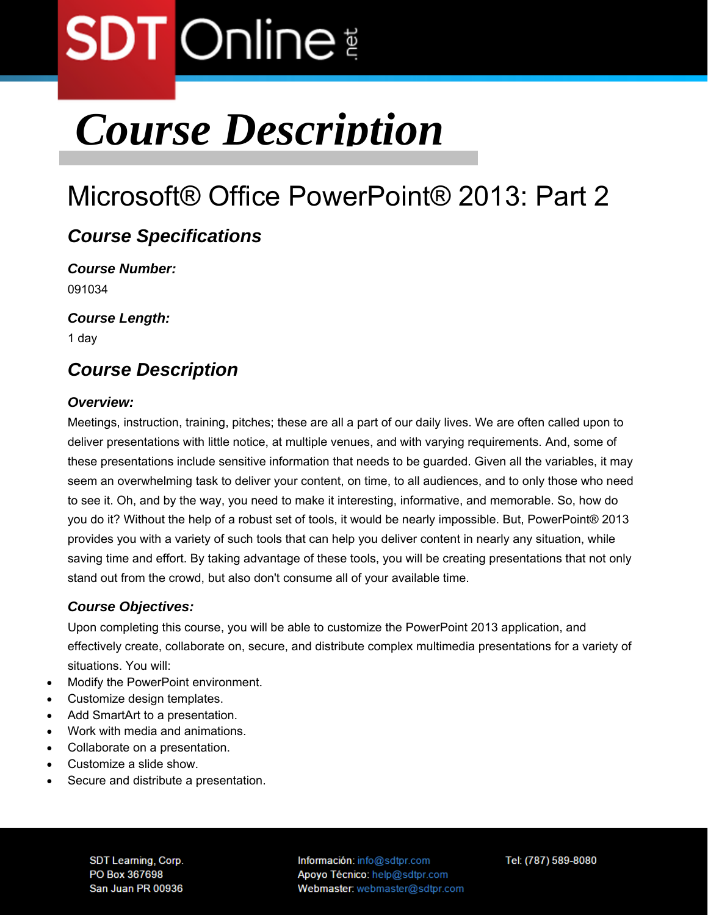# Course Description

## Microsoft® Office PowerPoint® 2013: Part 2

### *Course Specifications*

***Course Number:***

091034

***Course Length:***

1 day

### *Course Description*

***Overview:***

Meetings, instruction, training, pitches; these are all a part of our daily lives. We are often called upon to deliver presentations with little notice, at multiple venues, and with varying requirements. And, some of these presentations include sensitive information that needs to be guarded. Given all the variables, it may seem an overwhelming task to deliver your content, on time, to all audiences, and to only those who need to see it. Oh, and by the way, you need to make it interesting, informative, and memorable. So, how do you do it? Without the help of a robust set of tools, it would be nearly impossible. But, PowerPoint® 2013 provides you with a variety of such tools that can help you deliver content in nearly any situation, while saving time and effort. By taking advantage of these tools, you will be creating presentations that not only stand out from the crowd, but also don't consume all of your available time.

***Course Objectives:***

Upon completing this course, you will be able to customize the PowerPoint 2013 application, and effectively create, collaborate on, secure, and distribute complex multimedia presentations for a variety of situations. You will:

- Modify the PowerPoint environment.
- Customize design templates.
- Add SmartArt to a presentation.
- Work with media and animations.
- Collaborate on a presentation.
- Customize a slide show.
- Secure and distribute a presentation.

SDT Learning, Corp.
PO Box 367698
San Juan PR 00936

Información: info@sdtpr.com
Apoyo Técnico: help@sdtpr.com
Webmaster: webmaster@sdtpr.com

Tel: (787) 589-8080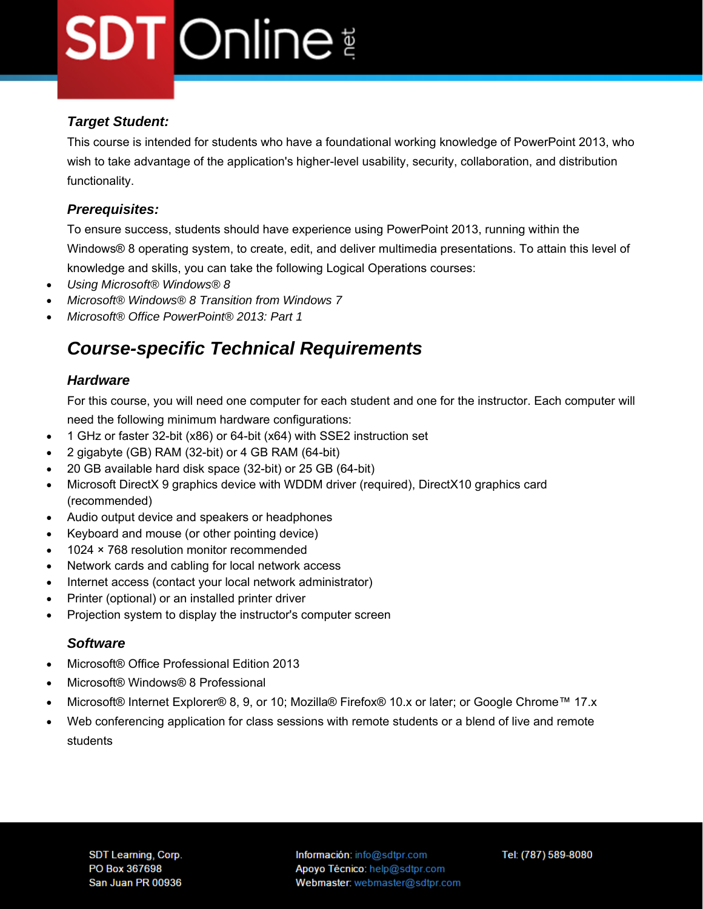### *Target Student:*

This course is intended for students who have a foundational working knowledge of PowerPoint 2013, who wish to take advantage of the application's higher-level usability, security, collaboration, and distribution functionality.

### *Prerequisites:*

To ensure success, students should have experience using PowerPoint 2013, running within the Windows® 8 operating system, to create, edit, and deliver multimedia presentations. To attain this level of knowledge and skills, you can take the following Logical Operations courses:

- *Using Microsoft® Windows® 8*
- *Microsoft® Windows® 8 Transition from Windows 7*
- *Microsoft® Office PowerPoint® 2013: Part 1*

## *Course-specific Technical Requirements*

### *Hardware*

For this course, you will need one computer for each student and one for the instructor. Each computer will need the following minimum hardware configurations:

- 1 GHz or faster 32-bit (x86) or 64-bit (x64) with SSE2 instruction set
- 2 gigabyte (GB) RAM (32-bit) or 4 GB RAM (64-bit)
- 20 GB available hard disk space (32-bit) or 25 GB (64-bit)
- Microsoft DirectX 9 graphics device with WDDM driver (required), DirectX10 graphics card (recommended)
- Audio output device and speakers or headphones
- Keyboard and mouse (or other pointing device)
- 1024 × 768 resolution monitor recommended
- Network cards and cabling for local network access
- Internet access (contact your local network administrator)
- Printer (optional) or an installed printer driver
- Projection system to display the instructor's computer screen

### *Software*

- Microsoft® Office Professional Edition 2013
- Microsoft® Windows® 8 Professional
- Microsoft® Internet Explorer® 8, 9, or 10; Mozilla® Firefox® 10.x or later; or Google Chrome™ 17.x
- Web conferencing application for class sessions with remote students or a blend of live and remote students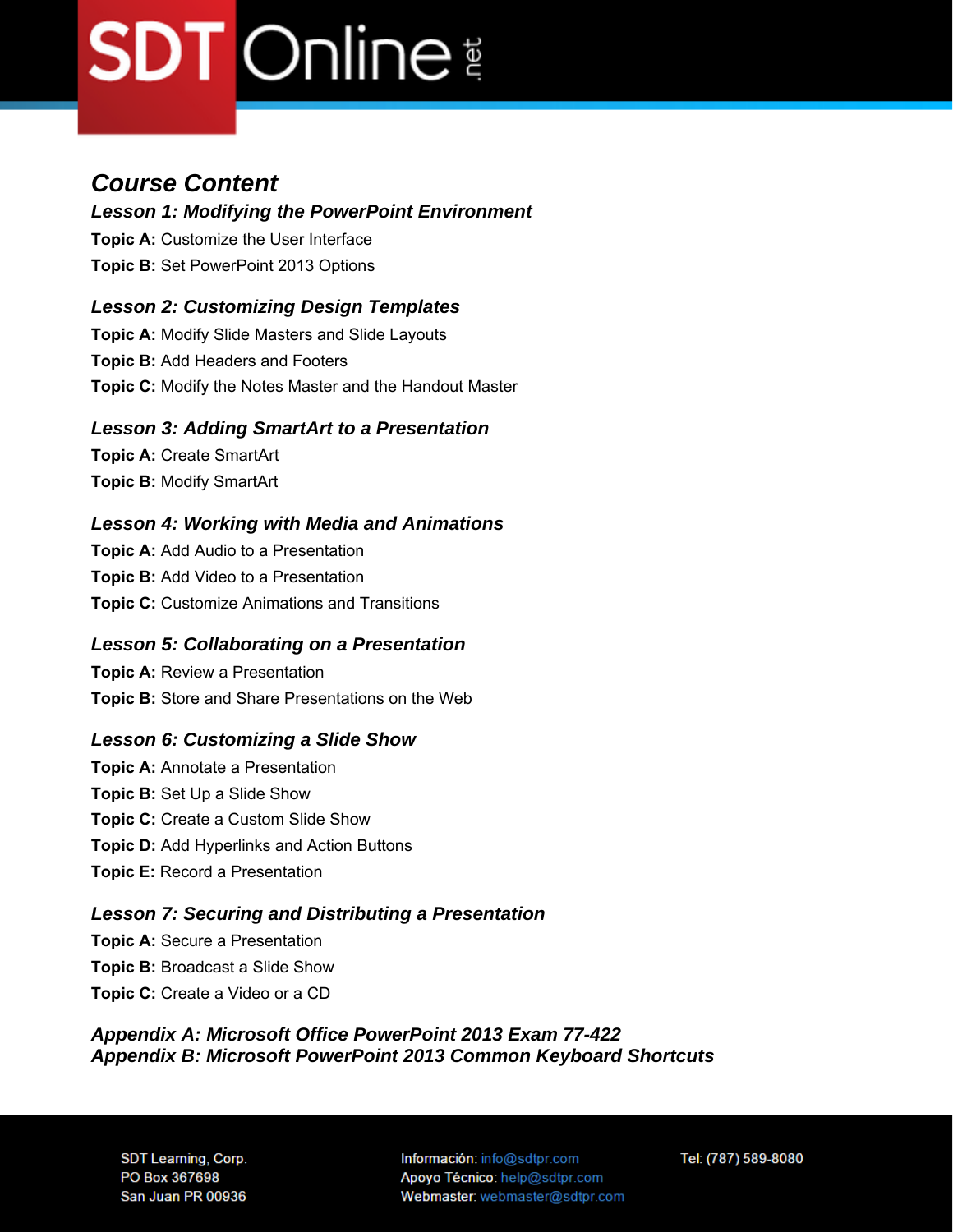## Course Content

### *Lesson 1: Modifying the PowerPoint Environment*

**Topic A:** Customize the User Interface
**Topic B:** Set PowerPoint 2013 Options

### *Lesson 2: Customizing Design Templates*

**Topic A:** Modify Slide Masters and Slide Layouts
**Topic B:** Add Headers and Footers
**Topic C:** Modify the Notes Master and the Handout Master

### *Lesson 3: Adding SmartArt to a Presentation*

**Topic A:** Create SmartArt
**Topic B:** Modify SmartArt

### *Lesson 4: Working with Media and Animations*

**Topic A:** Add Audio to a Presentation
**Topic B:** Add Video to a Presentation
**Topic C:** Customize Animations and Transitions

### *Lesson 5: Collaborating on a Presentation*

**Topic A:** Review a Presentation
**Topic B:** Store and Share Presentations on the Web

### *Lesson 6: Customizing a Slide Show*

**Topic A:** Annotate a Presentation
**Topic B:** Set Up a Slide Show
**Topic C:** Create a Custom Slide Show
**Topic D:** Add Hyperlinks and Action Buttons
**Topic E:** Record a Presentation

### *Lesson 7: Securing and Distributing a Presentation*

**Topic A:** Secure a Presentation
**Topic B:** Broadcast a Slide Show
**Topic C:** Create a Video or a CD

### *Appendix A: Microsoft Office PowerPoint 2013 Exam 77-422*
### *Appendix B: Microsoft PowerPoint 2013 Common Keyboard Shortcuts*

SDT Learning, Corp.
PO Box 367698
San Juan PR 00936

Información: info@sdtpr.com
Apoyo Técnico: help@sdtpr.com
Webmaster: webmaster@sdtpr.com

Tel: (787) 589-8080